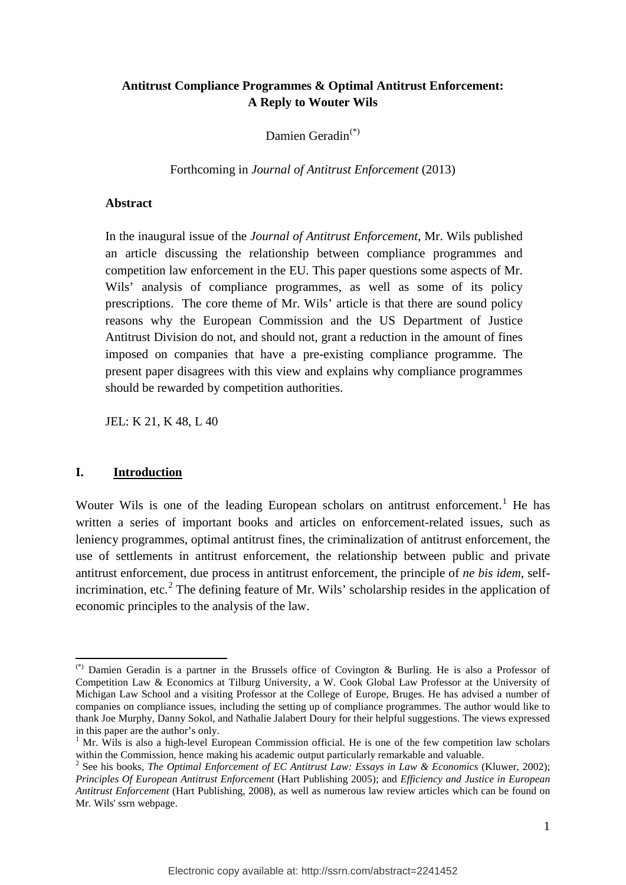**Antitrust Compliance Programmes & Optimal Antitrust Enforcement: A Reply to Wouter Wils**

Damien Geradin[(*)]

Forthcoming in *Journal of Antitrust Enforcement* (2013)

**Abstract**

In the inaugural issue of the *Journal of Antitrust Enforcement*, Mr. Wils published an article discussing the relationship between compliance programmes and competition law enforcement in the EU. This paper questions some aspects of Mr. Wils' analysis of compliance programmes, as well as some of its policy prescriptions. The core theme of Mr. Wils' article is that there are sound policy reasons why the European Commission and the US Department of Justice Antitrust Division do not, and should not, grant a reduction in the amount of fines imposed on companies that have a pre-existing compliance programme. The present paper disagrees with this view and explains why compliance programmes should be rewarded by competition authorities.

JEL: K 21, K 48, L 40

## I. Introduction

Wouter Wils is one of the leading European scholars on antitrust enforcement.[1] He has written a series of important books and articles on enforcement-related issues, such as leniency programmes, optimal antitrust fines, the criminalization of antitrust enforcement, the use of settlements in antitrust enforcement, the relationship between public and private antitrust enforcement, due process in antitrust enforcement, the principle of *ne bis idem*, self-incrimination, etc.[2] The defining feature of Mr. Wils' scholarship resides in the application of economic principles to the analysis of the law.

---

[(*)] Damien Geradin is a partner in the Brussels office of Covington & Burling. He is also a Professor of Competition Law & Economics at Tilburg University, a W. Cook Global Law Professor at the University of Michigan Law School and a visiting Professor at the College of Europe, Bruges. He has advised a number of companies on compliance issues, including the setting up of compliance programmes. The author would like to thank Joe Murphy, Danny Sokol, and Nathalie Jalabert Doury for their helpful suggestions. The views expressed in this paper are the author's only.

[1] Mr. Wils is also a high-level European Commission official. He is one of the few competition law scholars within the Commission, hence making his academic output particularly remarkable and valuable.

[2] See his books, *The Optimal Enforcement of EC Antitrust Law: Essays in Law & Economics* (Kluwer, 2002); *Principles Of European Antitrust Enforcement* (Hart Publishing 2005); and *Efficiency and Justice in European Antitrust Enforcement* (Hart Publishing, 2008), as well as numerous law review articles which can be found on Mr. Wils' ssrn webpage.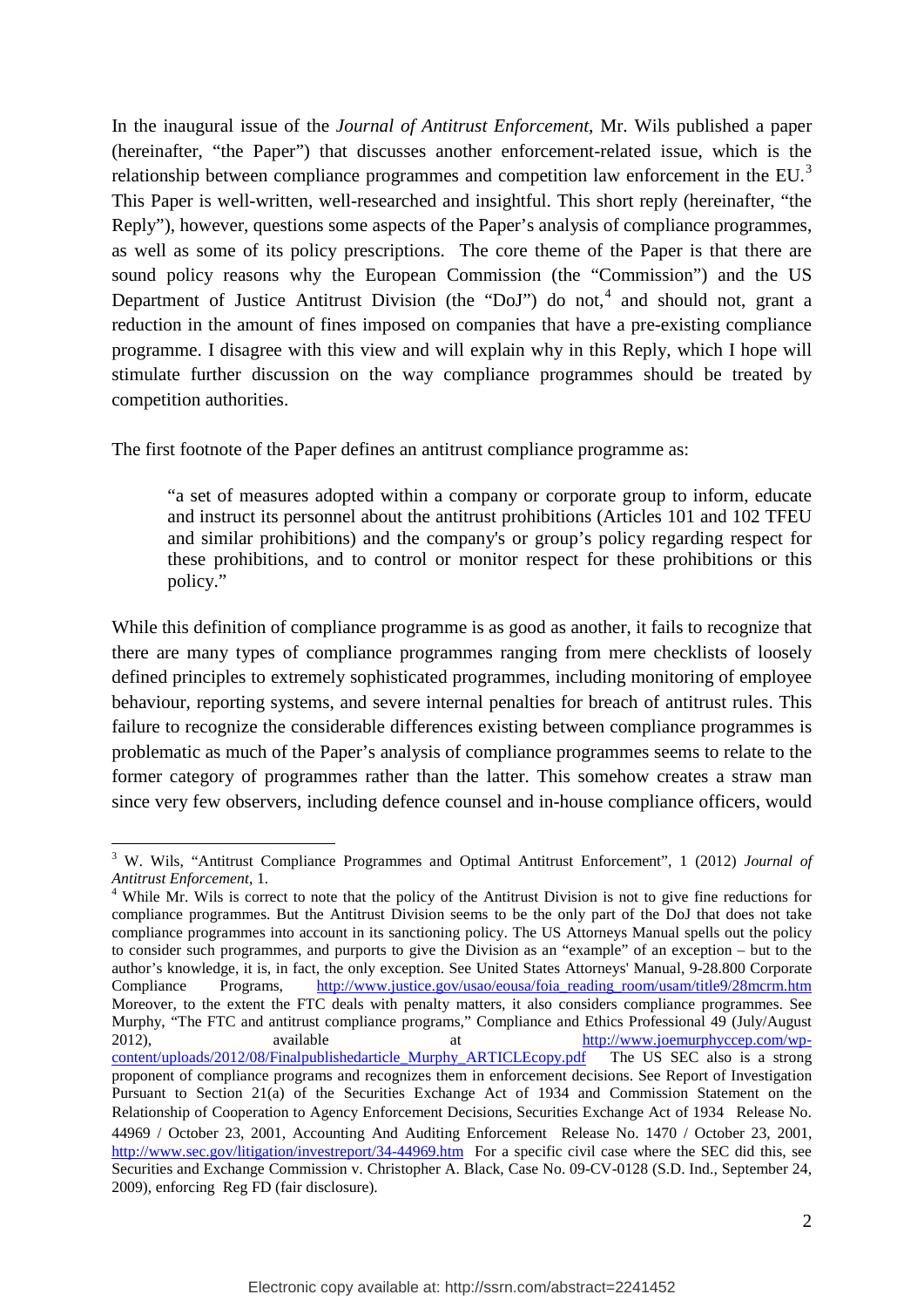In the inaugural issue of the *Journal of Antitrust Enforcement*, Mr. Wils published a paper (hereinafter, "the Paper") that discusses another enforcement-related issue, which is the relationship between compliance programmes and competition law enforcement in the EU.[3] This Paper is well-written, well-researched and insightful. This short reply (hereinafter, "the Reply"), however, questions some aspects of the Paper's analysis of compliance programmes, as well as some of its policy prescriptions. The core theme of the Paper is that there are sound policy reasons why the European Commission (the "Commission") and the US Department of Justice Antitrust Division (the "DoJ") do not,[4] and should not, grant a reduction in the amount of fines imposed on companies that have a pre-existing compliance programme. I disagree with this view and will explain why in this Reply, which I hope will stimulate further discussion on the way compliance programmes should be treated by competition authorities.

The first footnote of the Paper defines an antitrust compliance programme as:

> "a set of measures adopted within a company or corporate group to inform, educate and instruct its personnel about the antitrust prohibitions (Articles 101 and 102 TFEU and similar prohibitions) and the company's or group's policy regarding respect for these prohibitions, and to control or monitor respect for these prohibitions or this policy."

While this definition of compliance programme is as good as another, it fails to recognize that there are many types of compliance programmes ranging from mere checklists of loosely defined principles to extremely sophisticated programmes, including monitoring of employee behaviour, reporting systems, and severe internal penalties for breach of antitrust rules. This failure to recognize the considerable differences existing between compliance programmes is problematic as much of the Paper's analysis of compliance programmes seems to relate to the former category of programmes rather than the latter. This somehow creates a straw man since very few observers, including defence counsel and in-house compliance officers, would

---

[3] W. Wils, "Antitrust Compliance Programmes and Optimal Antitrust Enforcement", 1 (2012) *Journal of Antitrust Enforcement*, 1.

[4] While Mr. Wils is correct to note that the policy of the Antitrust Division is not to give fine reductions for compliance programmes. But the Antitrust Division seems to be the only part of the DoJ that does not take compliance programmes into account in its sanctioning policy. The US Attorneys Manual spells out the policy to consider such programmes, and purports to give the Division as an "example" of an exception – but to the author's knowledge, it is, in fact, the only exception. See United States Attorneys' Manual, 9-28.800 Corporate Compliance Programs, http://www.justice.gov/usao/eousa/foia_reading_room/usam/title9/28mcrm.htm Moreover, to the extent the FTC deals with penalty matters, it also considers compliance programmes. See Murphy, "The FTC and antitrust compliance programs," Compliance and Ethics Professional 49 (July/August 2012), available at http://www.joemurphyccep.com/wp-content/uploads/2012/08/Finalpublishedarticle_Murphy_ARTICLEcopy.pdf The US SEC also is a strong proponent of compliance programs and recognizes them in enforcement decisions. See Report of Investigation Pursuant to Section 21(a) of the Securities Exchange Act of 1934 and Commission Statement on the Relationship of Cooperation to Agency Enforcement Decisions, Securities Exchange Act of 1934 Release No. 44969 / October 23, 2001, Accounting And Auditing Enforcement Release No. 1470 / October 23, 2001, http://www.sec.gov/litigation/investreport/34-44969.htm For a specific civil case where the SEC did this, see Securities and Exchange Commission v. Christopher A. Black, Case No. 09-CV-0128 (S.D. Ind., September 24, 2009), enforcing Reg FD (fair disclosure).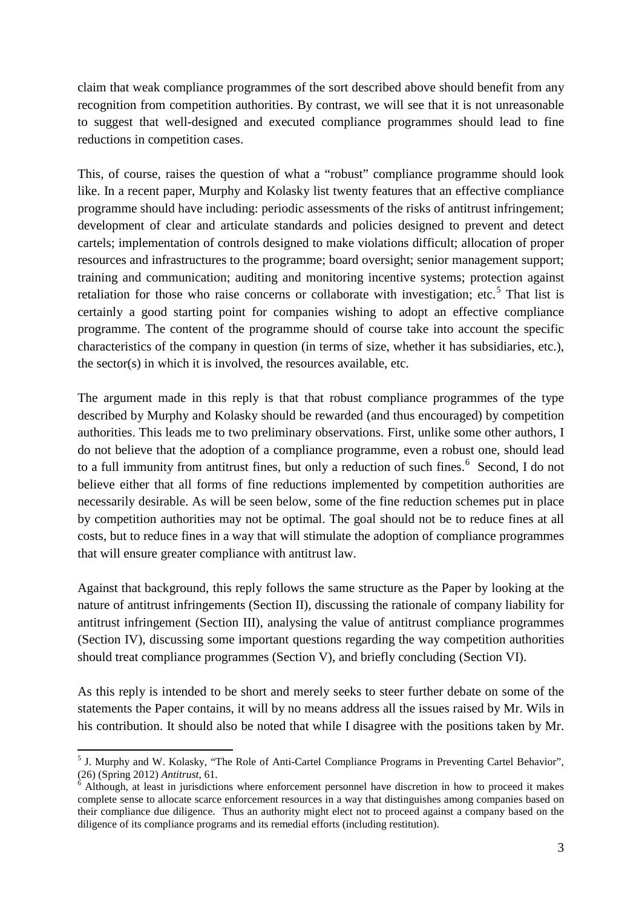claim that weak compliance programmes of the sort described above should benefit from any recognition from competition authorities. By contrast, we will see that it is not unreasonable to suggest that well-designed and executed compliance programmes should lead to fine reductions in competition cases.

This, of course, raises the question of what a "robust" compliance programme should look like. In a recent paper, Murphy and Kolasky list twenty features that an effective compliance programme should have including: periodic assessments of the risks of antitrust infringement; development of clear and articulate standards and policies designed to prevent and detect cartels; implementation of controls designed to make violations difficult; allocation of proper resources and infrastructures to the programme; board oversight; senior management support; training and communication; auditing and monitoring incentive systems; protection against retaliation for those who raise concerns or collaborate with investigation; etc.[5] That list is certainly a good starting point for companies wishing to adopt an effective compliance programme. The content of the programme should of course take into account the specific characteristics of the company in question (in terms of size, whether it has subsidiaries, etc.), the sector(s) in which it is involved, the resources available, etc.

The argument made in this reply is that that robust compliance programmes of the type described by Murphy and Kolasky should be rewarded (and thus encouraged) by competition authorities. This leads me to two preliminary observations. First, unlike some other authors, I do not believe that the adoption of a compliance programme, even a robust one, should lead to a full immunity from antitrust fines, but only a reduction of such fines.[6] Second, I do not believe either that all forms of fine reductions implemented by competition authorities are necessarily desirable. As will be seen below, some of the fine reduction schemes put in place by competition authorities may not be optimal. The goal should not be to reduce fines at all costs, but to reduce fines in a way that will stimulate the adoption of compliance programmes that will ensure greater compliance with antitrust law.

Against that background, this reply follows the same structure as the Paper by looking at the nature of antitrust infringements (Section II), discussing the rationale of company liability for antitrust infringement (Section III), analysing the value of antitrust compliance programmes (Section IV), discussing some important questions regarding the way competition authorities should treat compliance programmes (Section V), and briefly concluding (Section VI).

As this reply is intended to be short and merely seeks to steer further debate on some of the statements the Paper contains, it will by no means address all the issues raised by Mr. Wils in his contribution. It should also be noted that while I disagree with the positions taken by Mr.

---

[5] J. Murphy and W. Kolasky, "The Role of Anti-Cartel Compliance Programs in Preventing Cartel Behavior", (26) (Spring 2012) *Antitrust*, 61.

[6] Although, at least in jurisdictions where enforcement personnel have discretion in how to proceed it makes complete sense to allocate scarce enforcement resources in a way that distinguishes among companies based on their compliance due diligence. Thus an authority might elect not to proceed against a company based on the diligence of its compliance programs and its remedial efforts (including restitution).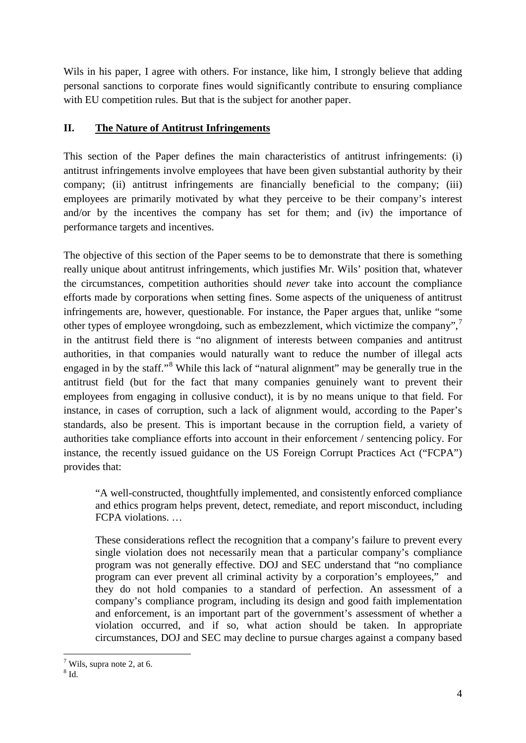Wils in his paper, I agree with others. For instance, like him, I strongly believe that adding personal sanctions to corporate fines would significantly contribute to ensuring compliance with EU competition rules. But that is the subject for another paper.

## II. **The Nature of Antitrust Infringements**

This section of the Paper defines the main characteristics of antitrust infringements: (i) antitrust infringements involve employees that have been given substantial authority by their company; (ii) antitrust infringements are financially beneficial to the company; (iii) employees are primarily motivated by what they perceive to be their company's interest and/or by the incentives the company has set for them; and (iv) the importance of performance targets and incentives.

The objective of this section of the Paper seems to be to demonstrate that there is something really unique about antitrust infringements, which justifies Mr. Wils' position that, whatever the circumstances, competition authorities should *never* take into account the compliance efforts made by corporations when setting fines. Some aspects of the uniqueness of antitrust infringements are, however, questionable. For instance, the Paper argues that, unlike "some other types of employee wrongdoing, such as embezzlement, which victimize the company",[7] in the antitrust field there is "no alignment of interests between companies and antitrust authorities, in that companies would naturally want to reduce the number of illegal acts engaged in by the staff."[8] While this lack of "natural alignment" may be generally true in the antitrust field (but for the fact that many companies genuinely want to prevent their employees from engaging in collusive conduct), it is by no means unique to that field. For instance, in cases of corruption, such a lack of alignment would, according to the Paper's standards, also be present. This is important because in the corruption field, a variety of authorities take compliance efforts into account in their enforcement / sentencing policy. For instance, the recently issued guidance on the US Foreign Corrupt Practices Act ("FCPA") provides that:

> "A well-constructed, thoughtfully implemented, and consistently enforced compliance and ethics program helps prevent, detect, remediate, and report misconduct, including FCPA violations. …
>
> These considerations reflect the recognition that a company's failure to prevent every single violation does not necessarily mean that a particular company's compliance program was not generally effective. DOJ and SEC understand that "no compliance program can ever prevent all criminal activity by a corporation's employees," and they do not hold companies to a standard of perfection. An assessment of a company's compliance program, including its design and good faith implementation and enforcement, is an important part of the government's assessment of whether a violation occurred, and if so, what action should be taken. In appropriate circumstances, DOJ and SEC may decline to pursue charges against a company based

[7] Wils, supra note 2, at 6.

[8] Id.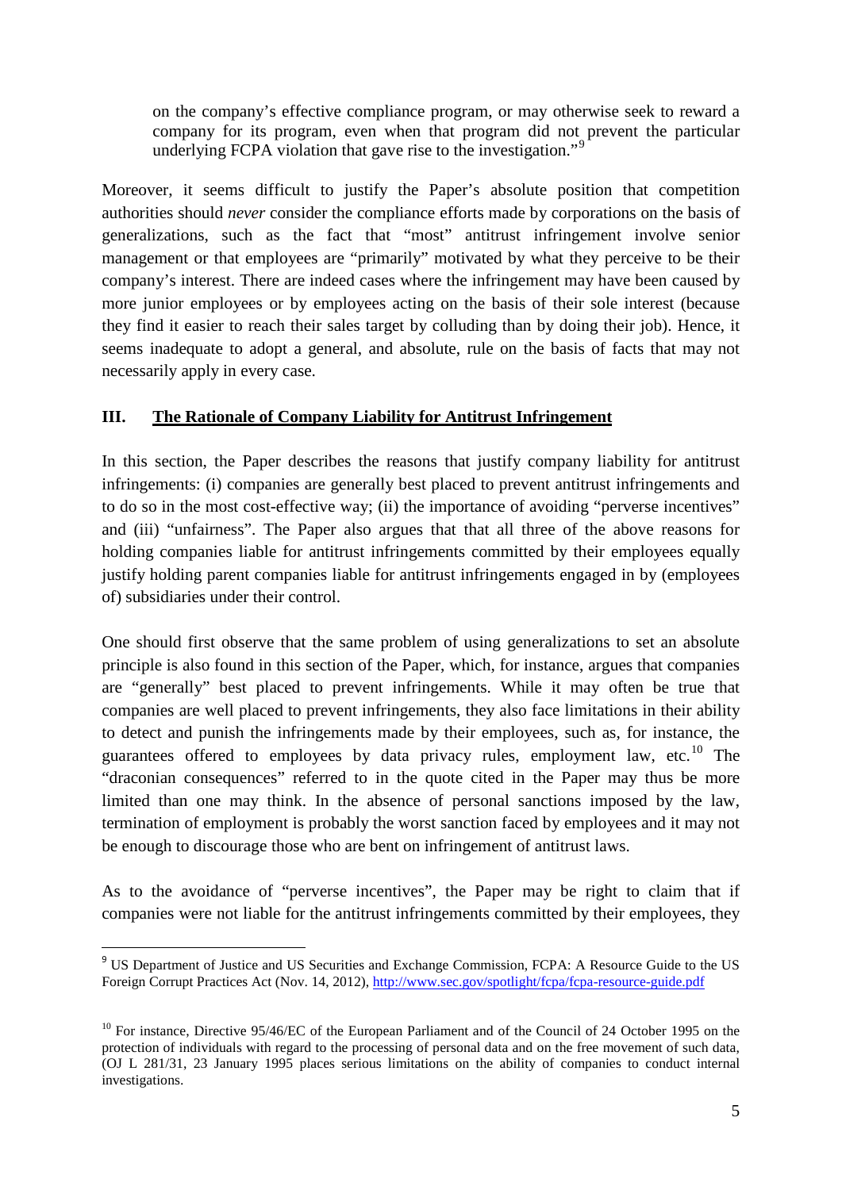> on the company's effective compliance program, or may otherwise seek to reward a company for its program, even when that program did not prevent the particular underlying FCPA violation that gave rise to the investigation."[9]

Moreover, it seems difficult to justify the Paper's absolute position that competition authorities should *never* consider the compliance efforts made by corporations on the basis of generalizations, such as the fact that "most" antitrust infringement involve senior management or that employees are "primarily" motivated by what they perceive to be their company's interest. There are indeed cases where the infringement may have been caused by more junior employees or by employees acting on the basis of their sole interest (because they find it easier to reach their sales target by colluding than by doing their job). Hence, it seems inadequate to adopt a general, and absolute, rule on the basis of facts that may not necessarily apply in every case.

## III. The Rationale of Company Liability for Antitrust Infringement

In this section, the Paper describes the reasons that justify company liability for antitrust infringements: (i) companies are generally best placed to prevent antitrust infringements and to do so in the most cost-effective way; (ii) the importance of avoiding "perverse incentives" and (iii) "unfairness". The Paper also argues that that all three of the above reasons for holding companies liable for antitrust infringements committed by their employees equally justify holding parent companies liable for antitrust infringements engaged in by (employees of) subsidiaries under their control.

One should first observe that the same problem of using generalizations to set an absolute principle is also found in this section of the Paper, which, for instance, argues that companies are "generally" best placed to prevent infringements. While it may often be true that companies are well placed to prevent infringements, they also face limitations in their ability to detect and punish the infringements made by their employees, such as, for instance, the guarantees offered to employees by data privacy rules, employment law, etc.[10] The "draconian consequences" referred to in the quote cited in the Paper may thus be more limited than one may think. In the absence of personal sanctions imposed by the law, termination of employment is probably the worst sanction faced by employees and it may not be enough to discourage those who are bent on infringement of antitrust laws.

As to the avoidance of "perverse incentives", the Paper may be right to claim that if companies were not liable for the antitrust infringements committed by their employees, they

---

[9] US Department of Justice and US Securities and Exchange Commission, FCPA: A Resource Guide to the US Foreign Corrupt Practices Act (Nov. 14, 2012), http://www.sec.gov/spotlight/fcpa/fcpa-resource-guide.pdf

[10] For instance, Directive 95/46/EC of the European Parliament and of the Council of 24 October 1995 on the protection of individuals with regard to the processing of personal data and on the free movement of such data, (OJ L 281/31, 23 January 1995 places serious limitations on the ability of companies to conduct internal investigations.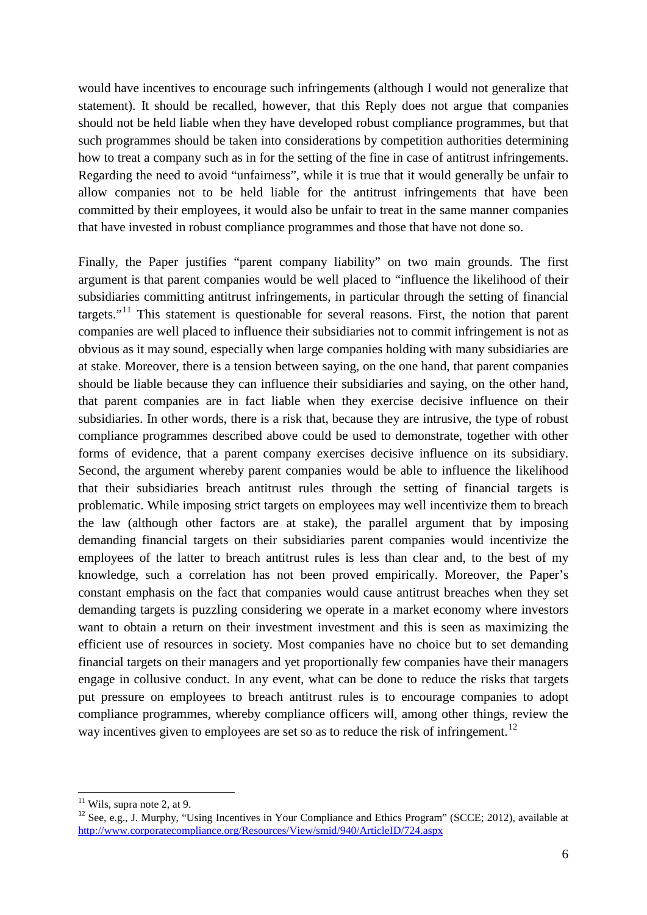would have incentives to encourage such infringements (although I would not generalize that statement). It should be recalled, however, that this Reply does not argue that companies should not be held liable when they have developed robust compliance programmes, but that such programmes should be taken into considerations by competition authorities determining how to treat a company such as in for the setting of the fine in case of antitrust infringements. Regarding the need to avoid "unfairness", while it is true that it would generally be unfair to allow companies not to be held liable for the antitrust infringements that have been committed by their employees, it would also be unfair to treat in the same manner companies that have invested in robust compliance programmes and those that have not done so.

Finally, the Paper justifies "parent company liability" on two main grounds. The first argument is that parent companies would be well placed to "influence the likelihood of their subsidiaries committing antitrust infringements, in particular through the setting of financial targets."[11] This statement is questionable for several reasons. First, the notion that parent companies are well placed to influence their subsidiaries not to commit infringement is not as obvious as it may sound, especially when large companies holding with many subsidiaries are at stake. Moreover, there is a tension between saying, on the one hand, that parent companies should be liable because they can influence their subsidiaries and saying, on the other hand, that parent companies are in fact liable when they exercise decisive influence on their subsidiaries. In other words, there is a risk that, because they are intrusive, the type of robust compliance programmes described above could be used to demonstrate, together with other forms of evidence, that a parent company exercises decisive influence on its subsidiary. Second, the argument whereby parent companies would be able to influence the likelihood that their subsidiaries breach antitrust rules through the setting of financial targets is problematic. While imposing strict targets on employees may well incentivize them to breach the law (although other factors are at stake), the parallel argument that by imposing demanding financial targets on their subsidiaries parent companies would incentivize the employees of the latter to breach antitrust rules is less than clear and, to the best of my knowledge, such a correlation has not been proved empirically. Moreover, the Paper's constant emphasis on the fact that companies would cause antitrust breaches when they set demanding targets is puzzling considering we operate in a market economy where investors want to obtain a return on their investment investment and this is seen as maximizing the efficient use of resources in society. Most companies have no choice but to set demanding financial targets on their managers and yet proportionally few companies have their managers engage in collusive conduct. In any event, what can be done to reduce the risks that targets put pressure on employees to breach antitrust rules is to encourage companies to adopt compliance programmes, whereby compliance officers will, among other things, review the way incentives given to employees are set so as to reduce the risk of infringement.[12]

---

[11] Wils, supra note 2, at 9.

[12] See, e.g., J. Murphy, "Using Incentives in Your Compliance and Ethics Program" (SCCE; 2012), available at http://www.corporatecompliance.org/Resources/View/smid/940/ArticleID/724.aspx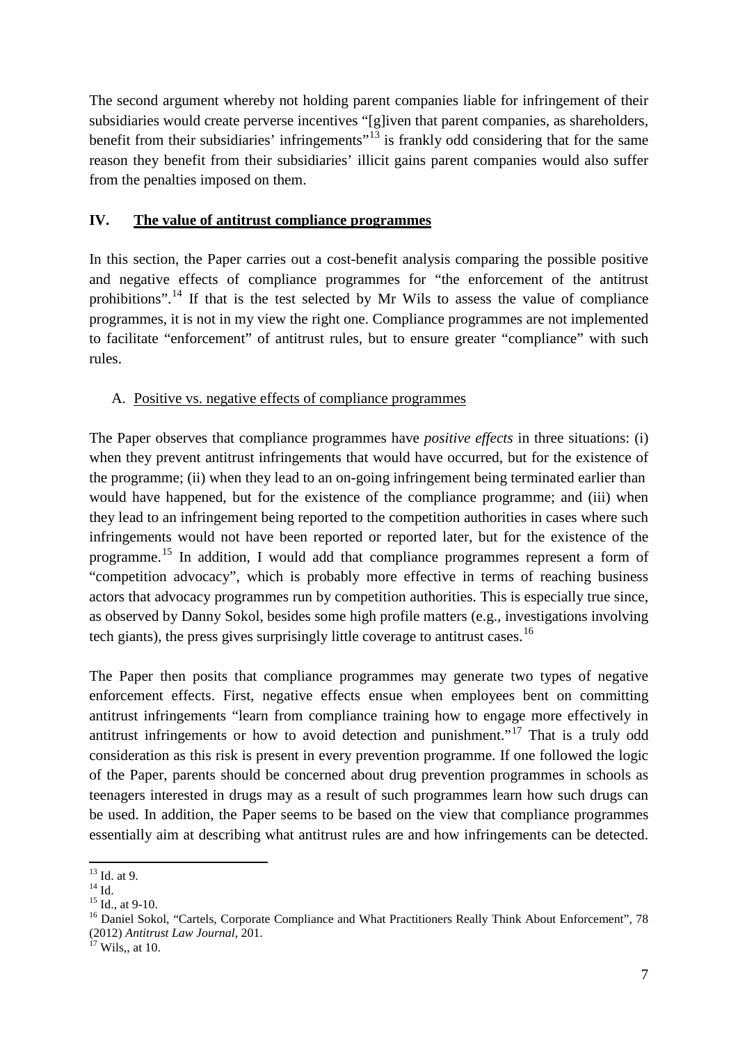The second argument whereby not holding parent companies liable for infringement of their subsidiaries would create perverse incentives "[g]iven that parent companies, as shareholders, benefit from their subsidiaries' infringements"[13] is frankly odd considering that for the same reason they benefit from their subsidiaries' illicit gains parent companies would also suffer from the penalties imposed on them.

## IV. The value of antitrust compliance programmes

In this section, the Paper carries out a cost-benefit analysis comparing the possible positive and negative effects of compliance programmes for "the enforcement of the antitrust prohibitions".[14] If that is the test selected by Mr Wils to assess the value of compliance programmes, it is not in my view the right one. Compliance programmes are not implemented to facilitate "enforcement" of antitrust rules, but to ensure greater "compliance" with such rules.

### A. Positive vs. negative effects of compliance programmes

The Paper observes that compliance programmes have *positive effects* in three situations: (i) when they prevent antitrust infringements that would have occurred, but for the existence of the programme; (ii) when they lead to an on-going infringement being terminated earlier than would have happened, but for the existence of the compliance programme; and (iii) when they lead to an infringement being reported to the competition authorities in cases where such infringements would not have been reported or reported later, but for the existence of the programme.[15] In addition, I would add that compliance programmes represent a form of "competition advocacy", which is probably more effective in terms of reaching business actors that advocacy programmes run by competition authorities. This is especially true since, as observed by Danny Sokol, besides some high profile matters (e.g., investigations involving tech giants), the press gives surprisingly little coverage to antitrust cases.[16]

The Paper then posits that compliance programmes may generate two types of negative enforcement effects. First, negative effects ensue when employees bent on committing antitrust infringements "learn from compliance training how to engage more effectively in antitrust infringements or how to avoid detection and punishment."[17] That is a truly odd consideration as this risk is present in every prevention programme. If one followed the logic of the Paper, parents should be concerned about drug prevention programmes in schools as teenagers interested in drugs may as a result of such programmes learn how such drugs can be used. In addition, the Paper seems to be based on the view that compliance programmes essentially aim at describing what antitrust rules are and how infringements can be detected.

---

[13] Id. at 9.

[14] Id.

[15] Id., at 9-10.

[16] Daniel Sokol, "Cartels, Corporate Compliance and What Practitioners Really Think About Enforcement", 78 (2012) *Antitrust Law Journal*, 201.

[17] Wils,, at 10.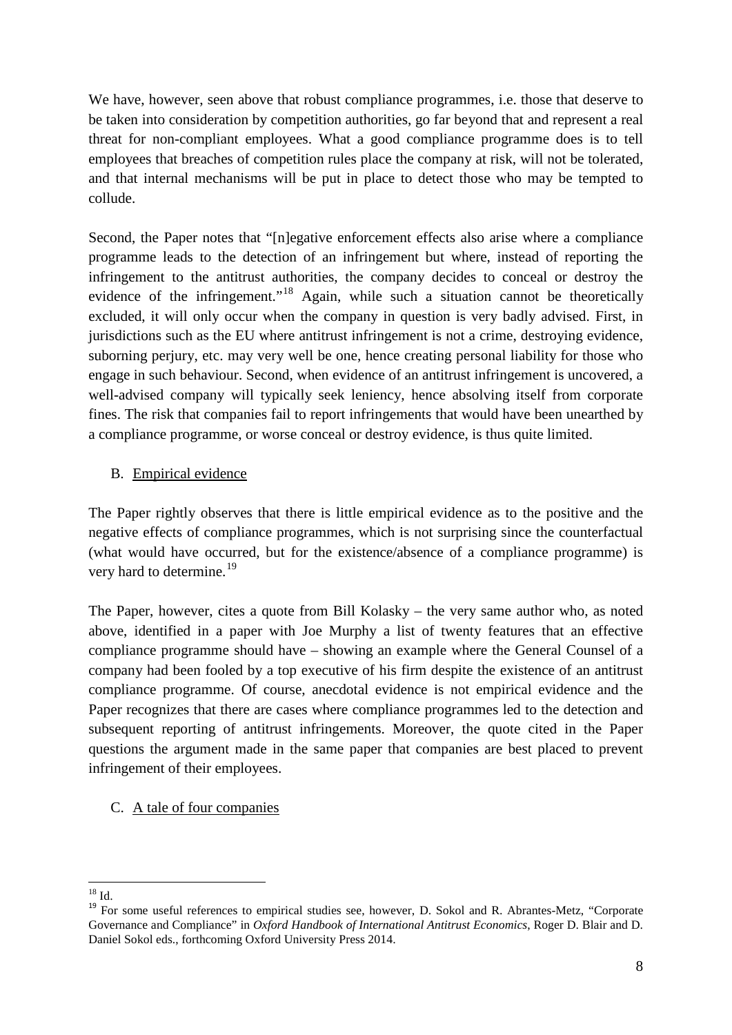We have, however, seen above that robust compliance programmes, i.e. those that deserve to be taken into consideration by competition authorities, go far beyond that and represent a real threat for non-compliant employees. What a good compliance programme does is to tell employees that breaches of competition rules place the company at risk, will not be tolerated, and that internal mechanisms will be put in place to detect those who may be tempted to collude.

Second, the Paper notes that "[n]egative enforcement effects also arise where a compliance programme leads to the detection of an infringement but where, instead of reporting the infringement to the antitrust authorities, the company decides to conceal or destroy the evidence of the infringement."[18] Again, while such a situation cannot be theoretically excluded, it will only occur when the company in question is very badly advised. First, in jurisdictions such as the EU where antitrust infringement is not a crime, destroying evidence, suborning perjury, etc. may very well be one, hence creating personal liability for those who engage in such behaviour. Second, when evidence of an antitrust infringement is uncovered, a well-advised company will typically seek leniency, hence absolving itself from corporate fines. The risk that companies fail to report infringements that would have been unearthed by a compliance programme, or worse conceal or destroy evidence, is thus quite limited.

### B. Empirical evidence

The Paper rightly observes that there is little empirical evidence as to the positive and the negative effects of compliance programmes, which is not surprising since the counterfactual (what would have occurred, but for the existence/absence of a compliance programme) is very hard to determine.[19]

The Paper, however, cites a quote from Bill Kolasky – the very same author who, as noted above, identified in a paper with Joe Murphy a list of twenty features that an effective compliance programme should have – showing an example where the General Counsel of a company had been fooled by a top executive of his firm despite the existence of an antitrust compliance programme. Of course, anecdotal evidence is not empirical evidence and the Paper recognizes that there are cases where compliance programmes led to the detection and subsequent reporting of antitrust infringements. Moreover, the quote cited in the Paper questions the argument made in the same paper that companies are best placed to prevent infringement of their employees.

### C. A tale of four companies

---

[18] Id.

[19] For some useful references to empirical studies see, however, D. Sokol and R. Abrantes-Metz, "Corporate Governance and Compliance" in *Oxford Handbook of International Antitrust Economics*, Roger D. Blair and D. Daniel Sokol eds., forthcoming Oxford University Press 2014.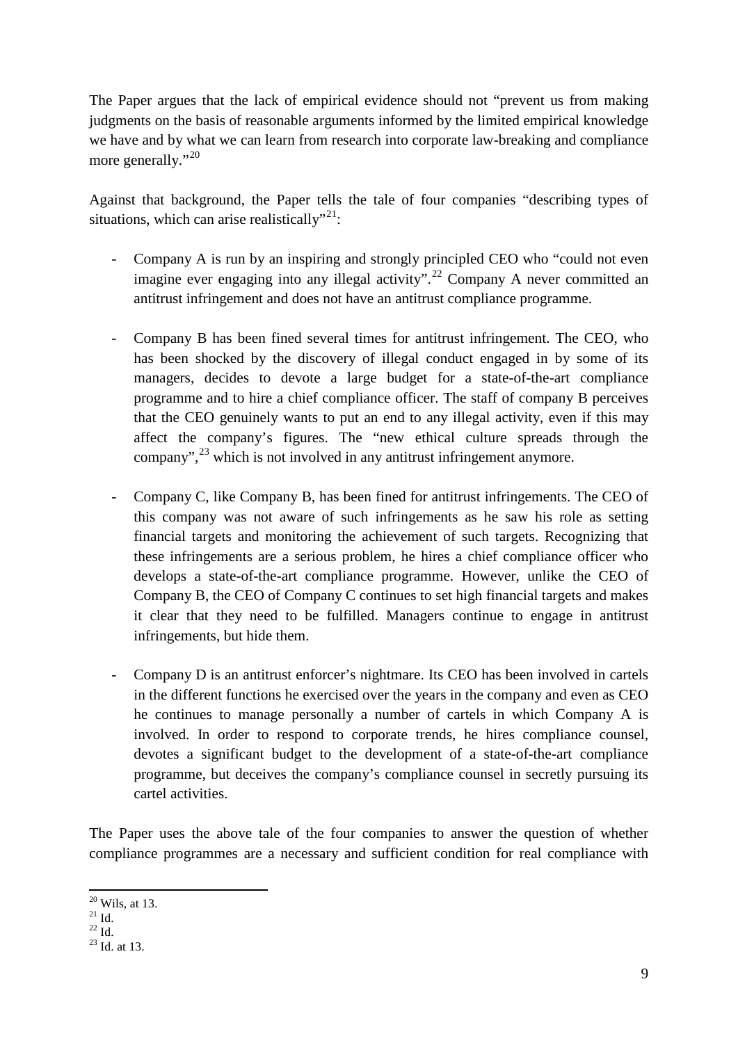The Paper argues that the lack of empirical evidence should not "prevent us from making judgments on the basis of reasonable arguments informed by the limited empirical knowledge we have and by what we can learn from research into corporate law-breaking and compliance more generally."[20]

Against that background, the Paper tells the tale of four companies "describing types of situations, which can arise realistically"[21]:

- Company A is run by an inspiring and strongly principled CEO who "could not even imagine ever engaging into any illegal activity".[22] Company A never committed an antitrust infringement and does not have an antitrust compliance programme.

- Company B has been fined several times for antitrust infringement. The CEO, who has been shocked by the discovery of illegal conduct engaged in by some of its managers, decides to devote a large budget for a state-of-the-art compliance programme and to hire a chief compliance officer. The staff of company B perceives that the CEO genuinely wants to put an end to any illegal activity, even if this may affect the company's figures. The "new ethical culture spreads through the company",[23] which is not involved in any antitrust infringement anymore.

- Company C, like Company B, has been fined for antitrust infringements. The CEO of this company was not aware of such infringements as he saw his role as setting financial targets and monitoring the achievement of such targets. Recognizing that these infringements are a serious problem, he hires a chief compliance officer who develops a state-of-the-art compliance programme. However, unlike the CEO of Company B, the CEO of Company C continues to set high financial targets and makes it clear that they need to be fulfilled. Managers continue to engage in antitrust infringements, but hide them.

- Company D is an antitrust enforcer's nightmare. Its CEO has been involved in cartels in the different functions he exercised over the years in the company and even as CEO he continues to manage personally a number of cartels in which Company A is involved. In order to respond to corporate trends, he hires compliance counsel, devotes a significant budget to the development of a state-of-the-art compliance programme, but deceives the company's compliance counsel in secretly pursuing its cartel activities.

The Paper uses the above tale of the four companies to answer the question of whether compliance programmes are a necessary and sufficient condition for real compliance with

[20] Wils, at 13.
[21] Id.
[22] Id.
[23] Id. at 13.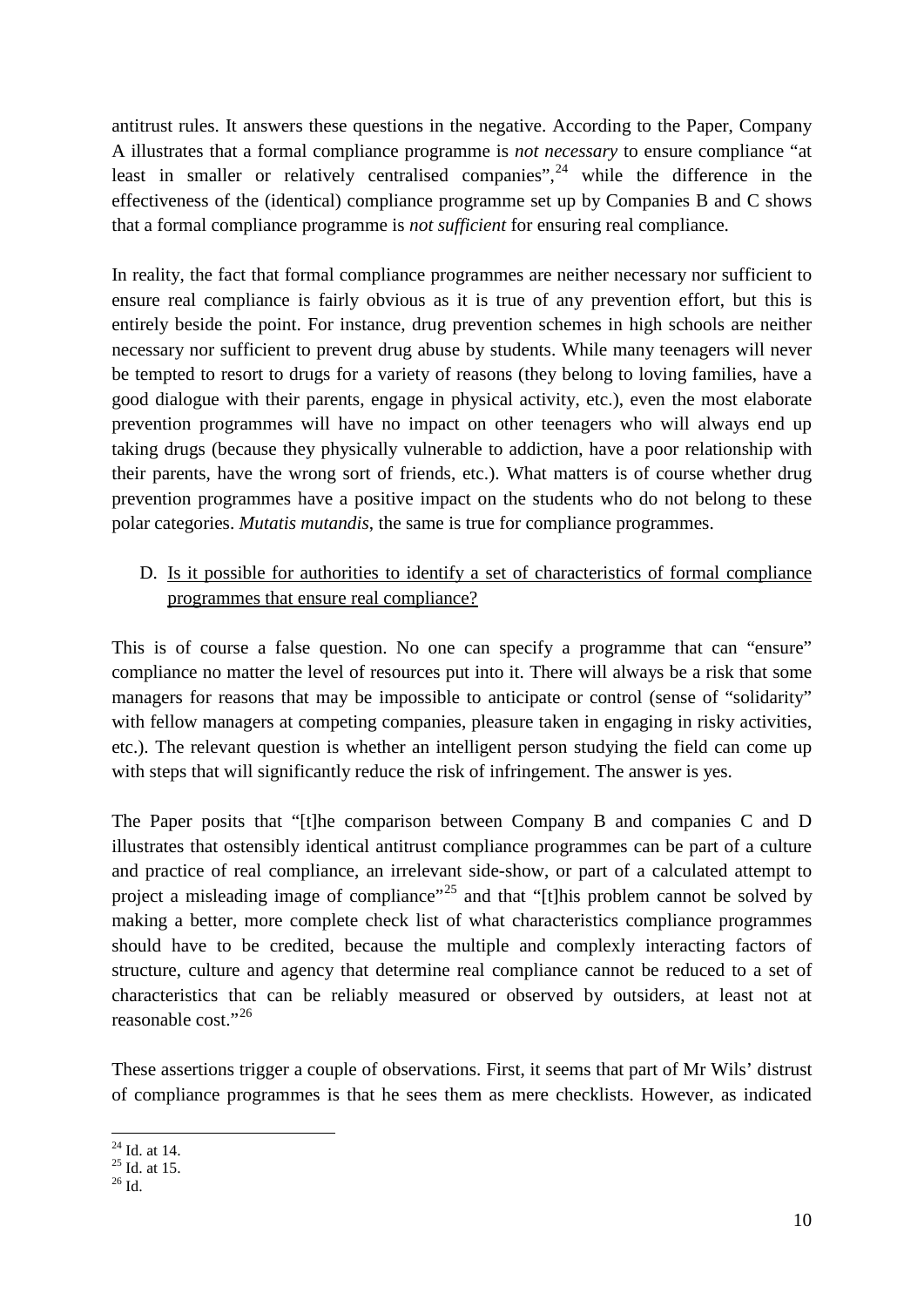antitrust rules. It answers these questions in the negative. According to the Paper, Company A illustrates that a formal compliance programme is *not necessary* to ensure compliance "at least in smaller or relatively centralised companies",[24] while the difference in the effectiveness of the (identical) compliance programme set up by Companies B and C shows that a formal compliance programme is *not sufficient* for ensuring real compliance.

In reality, the fact that formal compliance programmes are neither necessary nor sufficient to ensure real compliance is fairly obvious as it is true of any prevention effort, but this is entirely beside the point. For instance, drug prevention schemes in high schools are neither necessary nor sufficient to prevent drug abuse by students. While many teenagers will never be tempted to resort to drugs for a variety of reasons (they belong to loving families, have a good dialogue with their parents, engage in physical activity, etc.), even the most elaborate prevention programmes will have no impact on other teenagers who will always end up taking drugs (because they physically vulnerable to addiction, have a poor relationship with their parents, have the wrong sort of friends, etc.). What matters is of course whether drug prevention programmes have a positive impact on the students who do not belong to these polar categories. *Mutatis mutandis*, the same is true for compliance programmes.

D. Is it possible for authorities to identify a set of characteristics of formal compliance programmes that ensure real compliance?

This is of course a false question. No one can specify a programme that can "ensure" compliance no matter the level of resources put into it. There will always be a risk that some managers for reasons that may be impossible to anticipate or control (sense of "solidarity" with fellow managers at competing companies, pleasure taken in engaging in risky activities, etc.). The relevant question is whether an intelligent person studying the field can come up with steps that will significantly reduce the risk of infringement. The answer is yes.

The Paper posits that "[t]he comparison between Company B and companies C and D illustrates that ostensibly identical antitrust compliance programmes can be part of a culture and practice of real compliance, an irrelevant side-show, or part of a calculated attempt to project a misleading image of compliance"[25] and that "[t]his problem cannot be solved by making a better, more complete check list of what characteristics compliance programmes should have to be credited, because the multiple and complexly interacting factors of structure, culture and agency that determine real compliance cannot be reduced to a set of characteristics that can be reliably measured or observed by outsiders, at least not at reasonable cost."[26]

These assertions trigger a couple of observations. First, it seems that part of Mr Wils' distrust of compliance programmes is that he sees them as mere checklists. However, as indicated

[24] Id. at 14.
[25] Id. at 15.
[26] Id.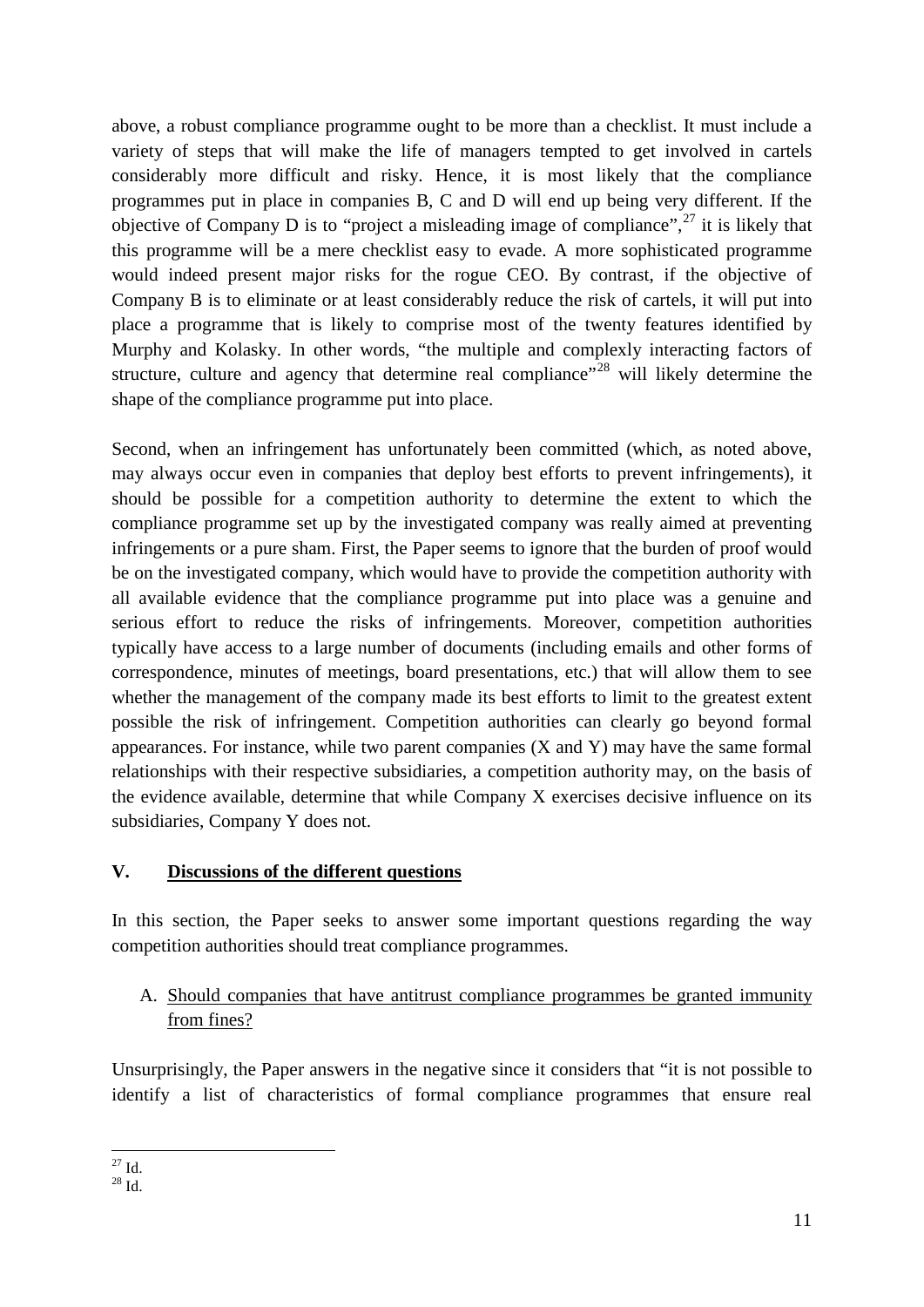above, a robust compliance programme ought to be more than a checklist. It must include a variety of steps that will make the life of managers tempted to get involved in cartels considerably more difficult and risky. Hence, it is most likely that the compliance programmes put in place in companies B, C and D will end up being very different. If the objective of Company D is to "project a misleading image of compliance",[27] it is likely that this programme will be a mere checklist easy to evade. A more sophisticated programme would indeed present major risks for the rogue CEO. By contrast, if the objective of Company B is to eliminate or at least considerably reduce the risk of cartels, it will put into place a programme that is likely to comprise most of the twenty features identified by Murphy and Kolasky. In other words, "the multiple and complexly interacting factors of structure, culture and agency that determine real compliance"[28] will likely determine the shape of the compliance programme put into place.

Second, when an infringement has unfortunately been committed (which, as noted above, may always occur even in companies that deploy best efforts to prevent infringements), it should be possible for a competition authority to determine the extent to which the compliance programme set up by the investigated company was really aimed at preventing infringements or a pure sham. First, the Paper seems to ignore that the burden of proof would be on the investigated company, which would have to provide the competition authority with all available evidence that the compliance programme put into place was a genuine and serious effort to reduce the risks of infringements. Moreover, competition authorities typically have access to a large number of documents (including emails and other forms of correspondence, minutes of meetings, board presentations, etc.) that will allow them to see whether the management of the company made its best efforts to limit to the greatest extent possible the risk of infringement. Competition authorities can clearly go beyond formal appearances. For instance, while two parent companies (X and Y) may have the same formal relationships with their respective subsidiaries, a competition authority may, on the basis of the evidence available, determine that while Company X exercises decisive influence on its subsidiaries, Company Y does not.

## V. Discussions of the different questions

In this section, the Paper seeks to answer some important questions regarding the way competition authorities should treat compliance programmes.

### A. Should companies that have antitrust compliance programmes be granted immunity from fines?

Unsurprisingly, the Paper answers in the negative since it considers that "it is not possible to identify a list of characteristics of formal compliance programmes that ensure real

---

[27] Id.

[28] Id.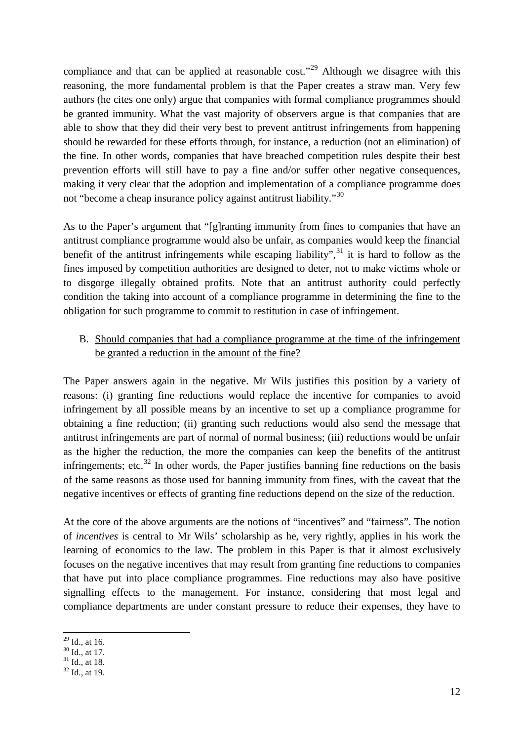compliance and that can be applied at reasonable cost."[29] Although we disagree with this reasoning, the more fundamental problem is that the Paper creates a straw man. Very few authors (he cites one only) argue that companies with formal compliance programmes should be granted immunity. What the vast majority of observers argue is that companies that are able to show that they did their very best to prevent antitrust infringements from happening should be rewarded for these efforts through, for instance, a reduction (not an elimination) of the fine. In other words, companies that have breached competition rules despite their best prevention efforts will still have to pay a fine and/or suffer other negative consequences, making it very clear that the adoption and implementation of a compliance programme does not "become a cheap insurance policy against antitrust liability."[30]

As to the Paper's argument that "[g]ranting immunity from fines to companies that have an antitrust compliance programme would also be unfair, as companies would keep the financial benefit of the antitrust infringements while escaping liability",[31] it is hard to follow as the fines imposed by competition authorities are designed to deter, not to make victims whole or to disgorge illegally obtained profits. Note that an antitrust authority could perfectly condition the taking into account of a compliance programme in determining the fine to the obligation for such programme to commit to restitution in case of infringement.

B. Should companies that had a compliance programme at the time of the infringement be granted a reduction in the amount of the fine?

The Paper answers again in the negative. Mr Wils justifies this position by a variety of reasons: (i) granting fine reductions would replace the incentive for companies to avoid infringement by all possible means by an incentive to set up a compliance programme for obtaining a fine reduction; (ii) granting such reductions would also send the message that antitrust infringements are part of normal of normal business; (iii) reductions would be unfair as the higher the reduction, the more the companies can keep the benefits of the antitrust infringements; etc.[32] In other words, the Paper justifies banning fine reductions on the basis of the same reasons as those used for banning immunity from fines, with the caveat that the negative incentives or effects of granting fine reductions depend on the size of the reduction.

At the core of the above arguments are the notions of "incentives" and "fairness". The notion of *incentives* is central to Mr Wils' scholarship as he, very rightly, applies in his work the learning of economics to the law. The problem in this Paper is that it almost exclusively focuses on the negative incentives that may result from granting fine reductions to companies that have put into place compliance programmes. Fine reductions may also have positive signalling effects to the management. For instance, considering that most legal and compliance departments are under constant pressure to reduce their expenses, they have to

[29] Id., at 16.
[30] Id., at 17.
[31] Id., at 18.
[32] Id., at 19.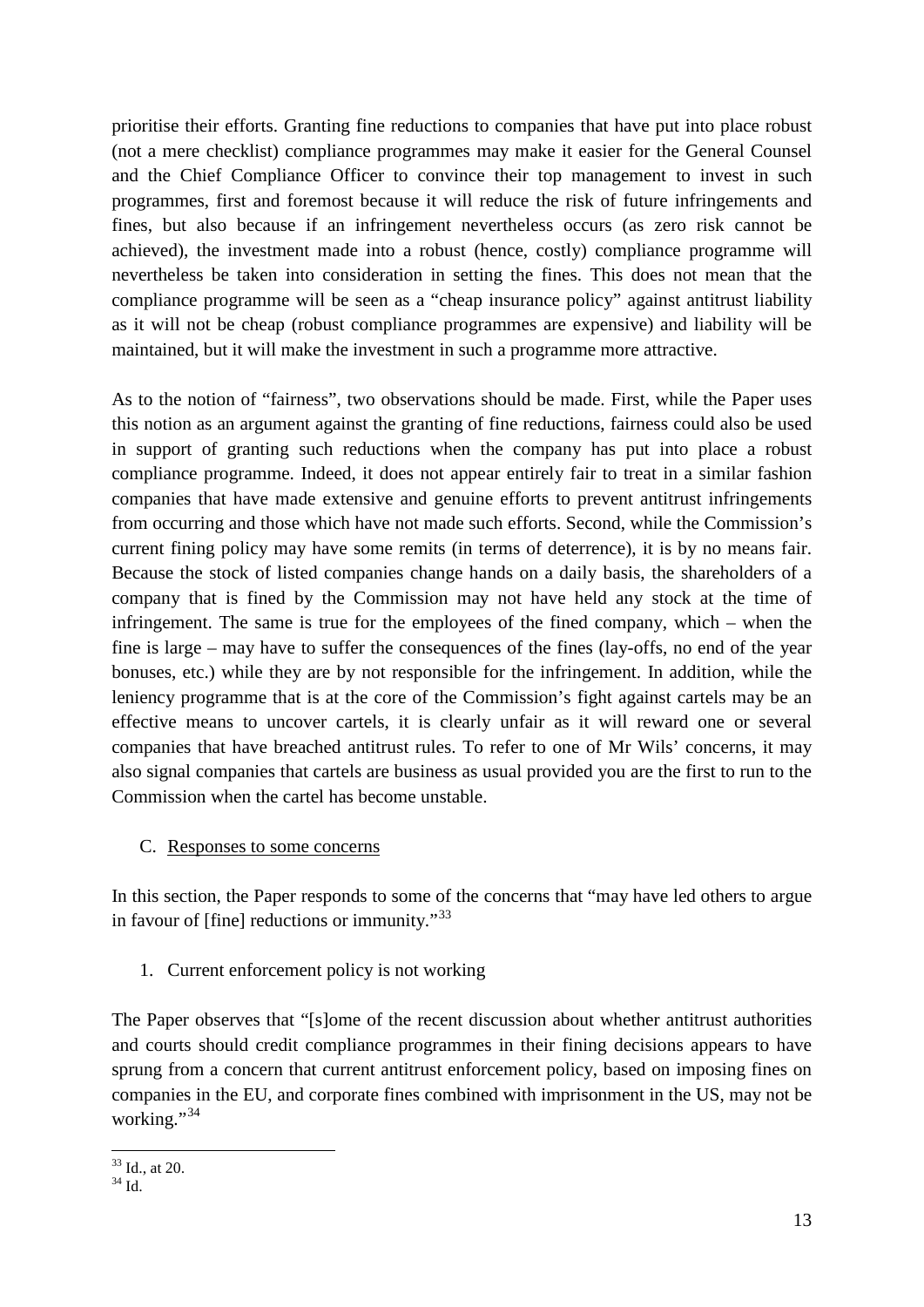prioritise their efforts. Granting fine reductions to companies that have put into place robust (not a mere checklist) compliance programmes may make it easier for the General Counsel and the Chief Compliance Officer to convince their top management to invest in such programmes, first and foremost because it will reduce the risk of future infringements and fines, but also because if an infringement nevertheless occurs (as zero risk cannot be achieved), the investment made into a robust (hence, costly) compliance programme will nevertheless be taken into consideration in setting the fines. This does not mean that the compliance programme will be seen as a "cheap insurance policy" against antitrust liability as it will not be cheap (robust compliance programmes are expensive) and liability will be maintained, but it will make the investment in such a programme more attractive.

As to the notion of "fairness", two observations should be made. First, while the Paper uses this notion as an argument against the granting of fine reductions, fairness could also be used in support of granting such reductions when the company has put into place a robust compliance programme. Indeed, it does not appear entirely fair to treat in a similar fashion companies that have made extensive and genuine efforts to prevent antitrust infringements from occurring and those which have not made such efforts. Second, while the Commission's current fining policy may have some remits (in terms of deterrence), it is by no means fair. Because the stock of listed companies change hands on a daily basis, the shareholders of a company that is fined by the Commission may not have held any stock at the time of infringement. The same is true for the employees of the fined company, which – when the fine is large – may have to suffer the consequences of the fines (lay-offs, no end of the year bonuses, etc.) while they are by not responsible for the infringement. In addition, while the leniency programme that is at the core of the Commission's fight against cartels may be an effective means to uncover cartels, it is clearly unfair as it will reward one or several companies that have breached antitrust rules. To refer to one of Mr Wils' concerns, it may also signal companies that cartels are business as usual provided you are the first to run to the Commission when the cartel has become unstable.

### C. Responses to some concerns

In this section, the Paper responds to some of the concerns that "may have led others to argue in favour of [fine] reductions or immunity."[33]

#### 1. Current enforcement policy is not working

The Paper observes that "[s]ome of the recent discussion about whether antitrust authorities and courts should credit compliance programmes in their fining decisions appears to have sprung from a concern that current antitrust enforcement policy, based on imposing fines on companies in the EU, and corporate fines combined with imprisonment in the US, may not be working."[34]

---

[33] Id., at 20.

[34] Id.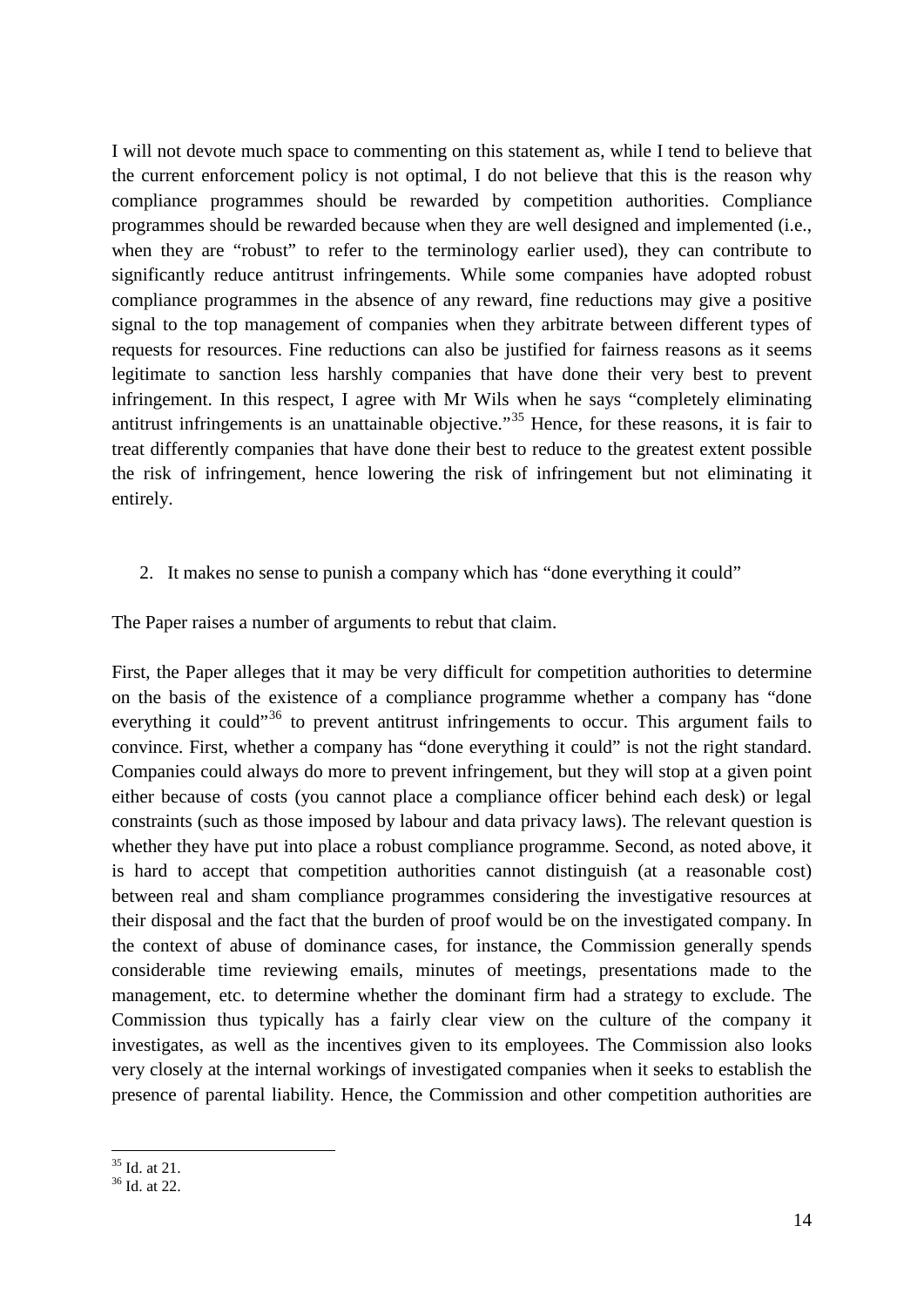I will not devote much space to commenting on this statement as, while I tend to believe that the current enforcement policy is not optimal, I do not believe that this is the reason why compliance programmes should be rewarded by competition authorities. Compliance programmes should be rewarded because when they are well designed and implemented (i.e., when they are "robust" to refer to the terminology earlier used), they can contribute to significantly reduce antitrust infringements. While some companies have adopted robust compliance programmes in the absence of any reward, fine reductions may give a positive signal to the top management of companies when they arbitrate between different types of requests for resources. Fine reductions can also be justified for fairness reasons as it seems legitimate to sanction less harshly companies that have done their very best to prevent infringement. In this respect, I agree with Mr Wils when he says "completely eliminating antitrust infringements is an unattainable objective."[35] Hence, for these reasons, it is fair to treat differently companies that have done their best to reduce to the greatest extent possible the risk of infringement, hence lowering the risk of infringement but not eliminating it entirely.

2. It makes no sense to punish a company which has "done everything it could"

The Paper raises a number of arguments to rebut that claim.

First, the Paper alleges that it may be very difficult for competition authorities to determine on the basis of the existence of a compliance programme whether a company has "done everything it could"[36] to prevent antitrust infringements to occur. This argument fails to convince. First, whether a company has "done everything it could" is not the right standard. Companies could always do more to prevent infringement, but they will stop at a given point either because of costs (you cannot place a compliance officer behind each desk) or legal constraints (such as those imposed by labour and data privacy laws). The relevant question is whether they have put into place a robust compliance programme. Second, as noted above, it is hard to accept that competition authorities cannot distinguish (at a reasonable cost) between real and sham compliance programmes considering the investigative resources at their disposal and the fact that the burden of proof would be on the investigated company. In the context of abuse of dominance cases, for instance, the Commission generally spends considerable time reviewing emails, minutes of meetings, presentations made to the management, etc. to determine whether the dominant firm had a strategy to exclude. The Commission thus typically has a fairly clear view on the culture of the company it investigates, as well as the incentives given to its employees. The Commission also looks very closely at the internal workings of investigated companies when it seeks to establish the presence of parental liability. Hence, the Commission and other competition authorities are

---

[35] Id. at 21.

[36] Id. at 22.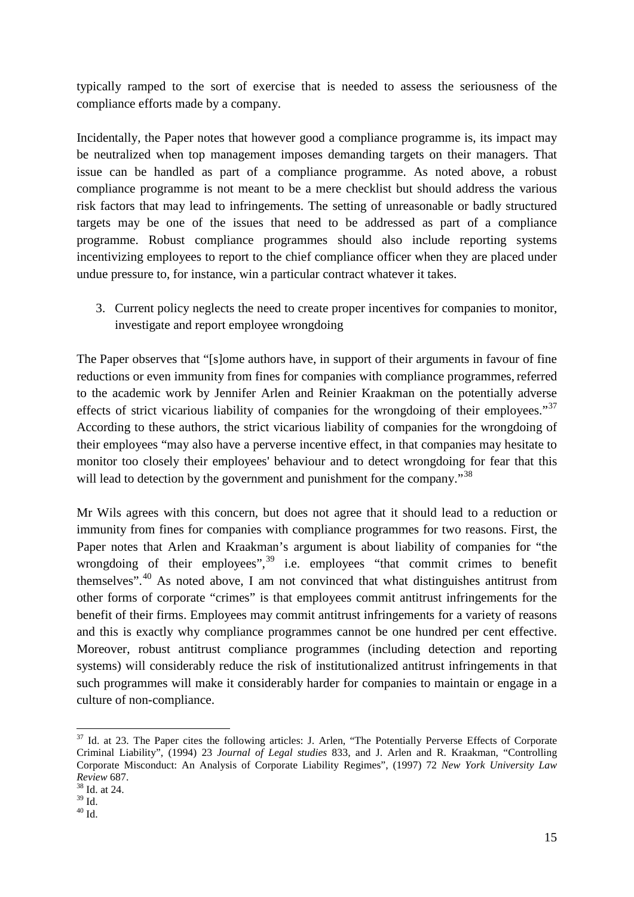typically ramped to the sort of exercise that is needed to assess the seriousness of the compliance efforts made by a company.

Incidentally, the Paper notes that however good a compliance programme is, its impact may be neutralized when top management imposes demanding targets on their managers. That issue can be handled as part of a compliance programme. As noted above, a robust compliance programme is not meant to be a mere checklist but should address the various risk factors that may lead to infringements. The setting of unreasonable or badly structured targets may be one of the issues that need to be addressed as part of a compliance programme. Robust compliance programmes should also include reporting systems incentivizing employees to report to the chief compliance officer when they are placed under undue pressure to, for instance, win a particular contract whatever it takes.

3. Current policy neglects the need to create proper incentives for companies to monitor, investigate and report employee wrongdoing

The Paper observes that "[s]ome authors have, in support of their arguments in favour of fine reductions or even immunity from fines for companies with compliance programmes, referred to the academic work by Jennifer Arlen and Reinier Kraakman on the potentially adverse effects of strict vicarious liability of companies for the wrongdoing of their employees."[37] According to these authors, the strict vicarious liability of companies for the wrongdoing of their employees "may also have a perverse incentive effect, in that companies may hesitate to monitor too closely their employees' behaviour and to detect wrongdoing for fear that this will lead to detection by the government and punishment for the company."[38]

Mr Wils agrees with this concern, but does not agree that it should lead to a reduction or immunity from fines for companies with compliance programmes for two reasons. First, the Paper notes that Arlen and Kraakman's argument is about liability of companies for "the wrongdoing of their employees",[39] i.e. employees "that commit crimes to benefit themselves".[40] As noted above, I am not convinced that what distinguishes antitrust from other forms of corporate "crimes" is that employees commit antitrust infringements for the benefit of their firms. Employees may commit antitrust infringements for a variety of reasons and this is exactly why compliance programmes cannot be one hundred per cent effective. Moreover, robust antitrust compliance programmes (including detection and reporting systems) will considerably reduce the risk of institutionalized antitrust infringements in that such programmes will make it considerably harder for companies to maintain or engage in a culture of non-compliance.

---

[37] Id. at 23. The Paper cites the following articles: J. Arlen, "The Potentially Perverse Effects of Corporate Criminal Liability", (1994) 23 *Journal of Legal studies* 833, and J. Arlen and R. Kraakman, "Controlling Corporate Misconduct: An Analysis of Corporate Liability Regimes", (1997) 72 *New York University Law Review* 687.

[38] Id. at 24.

[39] Id.

[40] Id.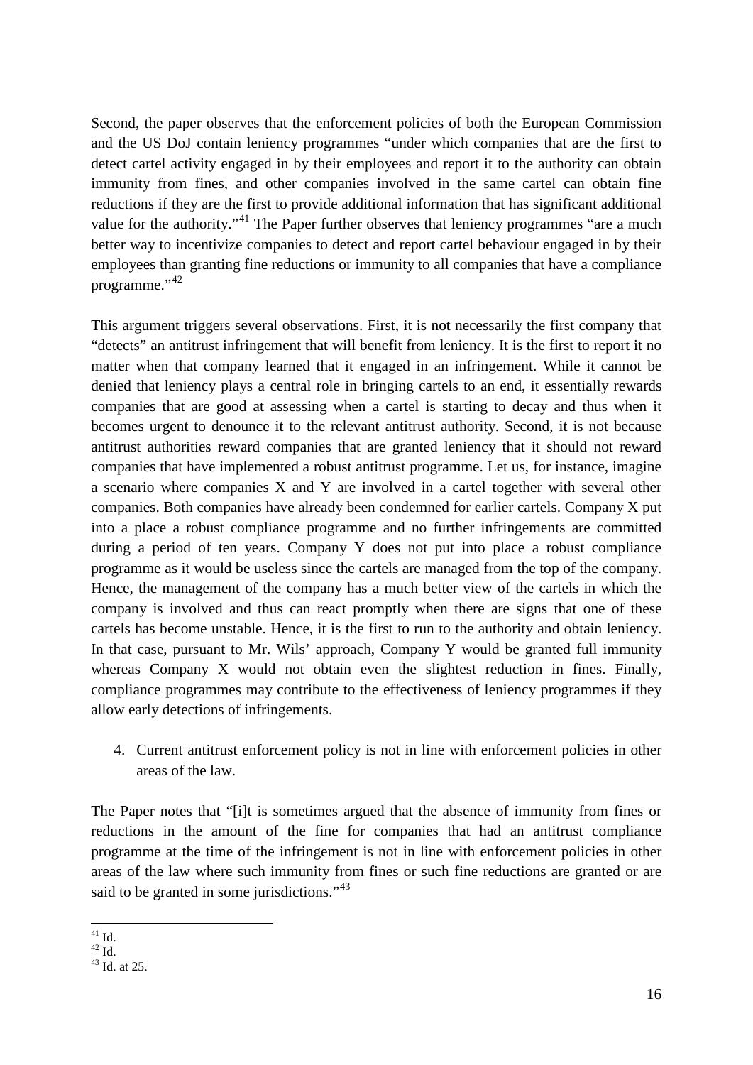Second, the paper observes that the enforcement policies of both the European Commission and the US DoJ contain leniency programmes "under which companies that are the first to detect cartel activity engaged in by their employees and report it to the authority can obtain immunity from fines, and other companies involved in the same cartel can obtain fine reductions if they are the first to provide additional information that has significant additional value for the authority."[41] The Paper further observes that leniency programmes "are a much better way to incentivize companies to detect and report cartel behaviour engaged in by their employees than granting fine reductions or immunity to all companies that have a compliance programme."[42]

This argument triggers several observations. First, it is not necessarily the first company that "detects" an antitrust infringement that will benefit from leniency. It is the first to report it no matter when that company learned that it engaged in an infringement. While it cannot be denied that leniency plays a central role in bringing cartels to an end, it essentially rewards companies that are good at assessing when a cartel is starting to decay and thus when it becomes urgent to denounce it to the relevant antitrust authority. Second, it is not because antitrust authorities reward companies that are granted leniency that it should not reward companies that have implemented a robust antitrust programme. Let us, for instance, imagine a scenario where companies X and Y are involved in a cartel together with several other companies. Both companies have already been condemned for earlier cartels. Company X put into a place a robust compliance programme and no further infringements are committed during a period of ten years. Company Y does not put into place a robust compliance programme as it would be useless since the cartels are managed from the top of the company. Hence, the management of the company has a much better view of the cartels in which the company is involved and thus can react promptly when there are signs that one of these cartels has become unstable. Hence, it is the first to run to the authority and obtain leniency. In that case, pursuant to Mr. Wils' approach, Company Y would be granted full immunity whereas Company X would not obtain even the slightest reduction in fines. Finally, compliance programmes may contribute to the effectiveness of leniency programmes if they allow early detections of infringements.

4. Current antitrust enforcement policy is not in line with enforcement policies in other areas of the law.

The Paper notes that "[i]t is sometimes argued that the absence of immunity from fines or reductions in the amount of the fine for companies that had an antitrust compliance programme at the time of the infringement is not in line with enforcement policies in other areas of the law where such immunity from fines or such fine reductions are granted or are said to be granted in some jurisdictions."[43]

---

[41] Id.

[42] Id.

[43] Id. at 25.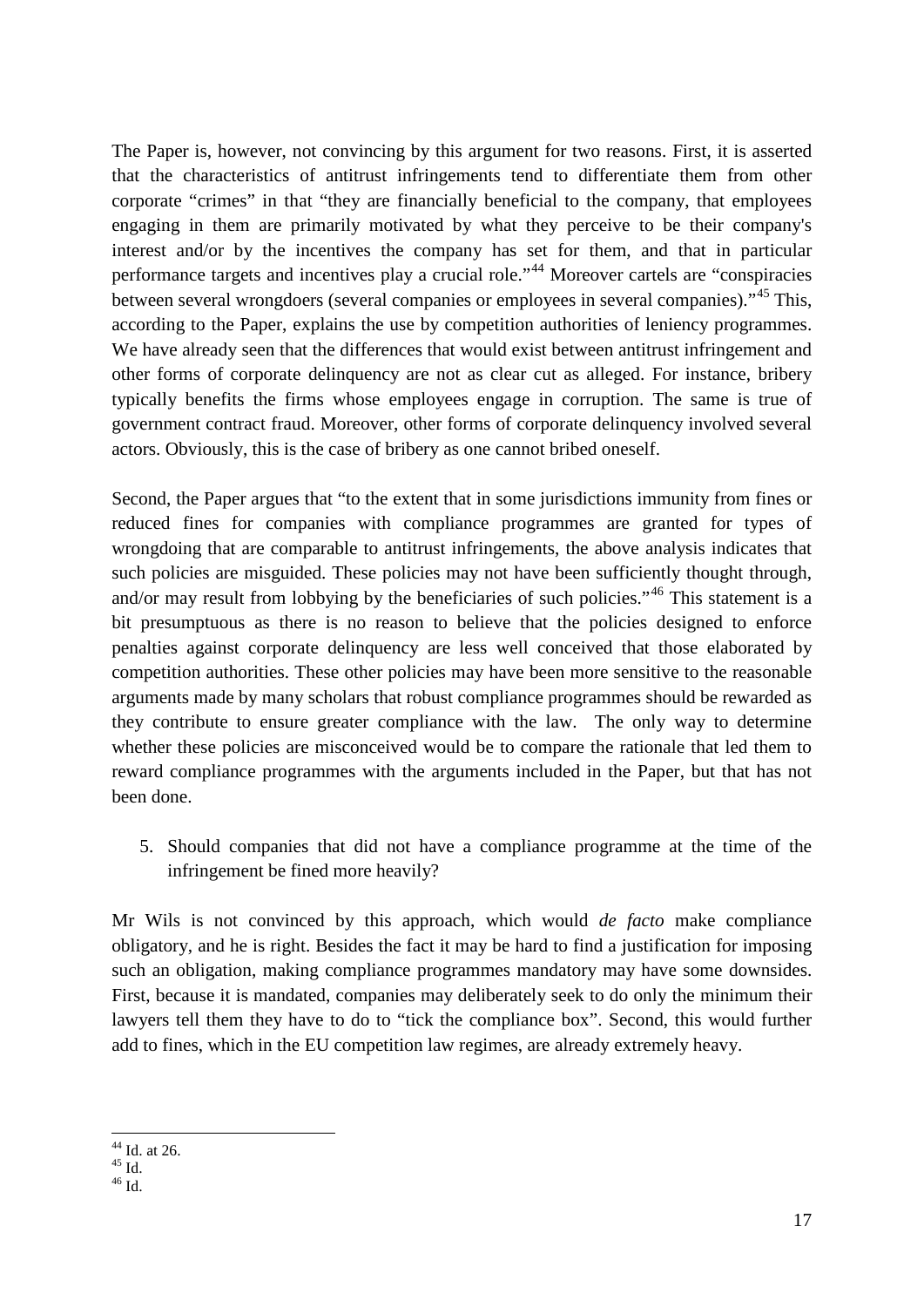The Paper is, however, not convincing by this argument for two reasons. First, it is asserted that the characteristics of antitrust infringements tend to differentiate them from other corporate "crimes" in that "they are financially beneficial to the company, that employees engaging in them are primarily motivated by what they perceive to be their company's interest and/or by the incentives the company has set for them, and that in particular performance targets and incentives play a crucial role."[44] Moreover cartels are "conspiracies between several wrongdoers (several companies or employees in several companies)."[45] This, according to the Paper, explains the use by competition authorities of leniency programmes. We have already seen that the differences that would exist between antitrust infringement and other forms of corporate delinquency are not as clear cut as alleged. For instance, bribery typically benefits the firms whose employees engage in corruption. The same is true of government contract fraud. Moreover, other forms of corporate delinquency involved several actors. Obviously, this is the case of bribery as one cannot bribed oneself.

Second, the Paper argues that "to the extent that in some jurisdictions immunity from fines or reduced fines for companies with compliance programmes are granted for types of wrongdoing that are comparable to antitrust infringements, the above analysis indicates that such policies are misguided. These policies may not have been sufficiently thought through, and/or may result from lobbying by the beneficiaries of such policies."[46] This statement is a bit presumptuous as there is no reason to believe that the policies designed to enforce penalties against corporate delinquency are less well conceived that those elaborated by competition authorities. These other policies may have been more sensitive to the reasonable arguments made by many scholars that robust compliance programmes should be rewarded as they contribute to ensure greater compliance with the law. The only way to determine whether these policies are misconceived would be to compare the rationale that led them to reward compliance programmes with the arguments included in the Paper, but that has not been done.

5. Should companies that did not have a compliance programme at the time of the infringement be fined more heavily?

Mr Wils is not convinced by this approach, which would *de facto* make compliance obligatory, and he is right. Besides the fact it may be hard to find a justification for imposing such an obligation, making compliance programmes mandatory may have some downsides. First, because it is mandated, companies may deliberately seek to do only the minimum their lawyers tell them they have to do to "tick the compliance box". Second, this would further add to fines, which in the EU competition law regimes, are already extremely heavy.

---

[44] Id. at 26.

[45] Id.

[46] Id.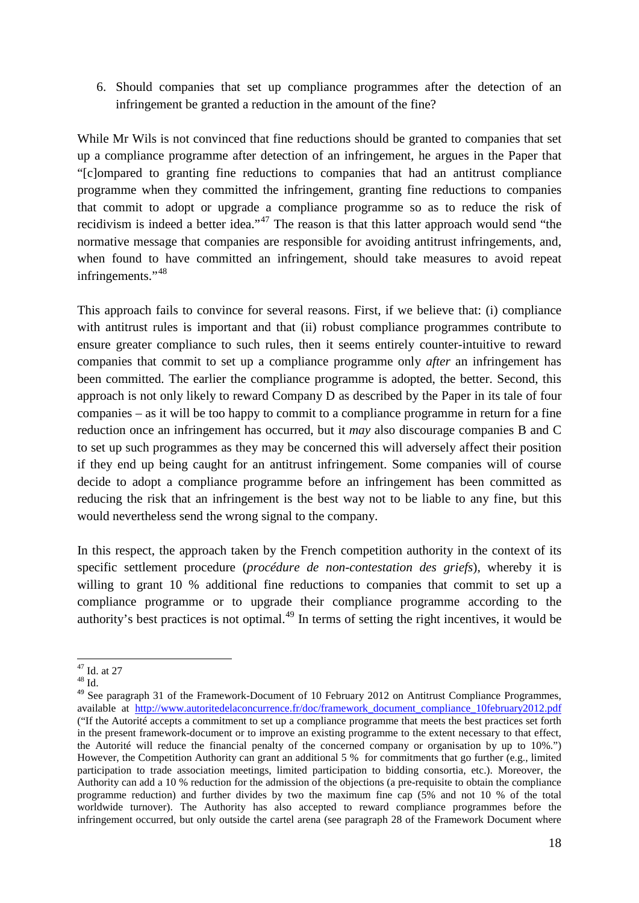6. Should companies that set up compliance programmes after the detection of an infringement be granted a reduction in the amount of the fine?

While Mr Wils is not convinced that fine reductions should be granted to companies that set up a compliance programme after detection of an infringement, he argues in the Paper that "[c]ompared to granting fine reductions to companies that had an antitrust compliance programme when they committed the infringement, granting fine reductions to companies that commit to adopt or upgrade a compliance programme so as to reduce the risk of recidivism is indeed a better idea."[47] The reason is that this latter approach would send "the normative message that companies are responsible for avoiding antitrust infringements, and, when found to have committed an infringement, should take measures to avoid repeat infringements."[48]

This approach fails to convince for several reasons. First, if we believe that: (i) compliance with antitrust rules is important and that (ii) robust compliance programmes contribute to ensure greater compliance to such rules, then it seems entirely counter-intuitive to reward companies that commit to set up a compliance programme only *after* an infringement has been committed. The earlier the compliance programme is adopted, the better. Second, this approach is not only likely to reward Company D as described by the Paper in its tale of four companies – as it will be too happy to commit to a compliance programme in return for a fine reduction once an infringement has occurred, but it *may* also discourage companies B and C to set up such programmes as they may be concerned this will adversely affect their position if they end up being caught for an antitrust infringement. Some companies will of course decide to adopt a compliance programme before an infringement has been committed as reducing the risk that an infringement is the best way not to be liable to any fine, but this would nevertheless send the wrong signal to the company.

In this respect, the approach taken by the French competition authority in the context of its specific settlement procedure (*procédure de non-contestation des griefs*), whereby it is willing to grant 10 % additional fine reductions to companies that commit to set up a compliance programme or to upgrade their compliance programme according to the authority's best practices is not optimal.[49] In terms of setting the right incentives, it would be

---

[47] Id. at 27

[48] Id.

[49] See paragraph 31 of the Framework-Document of 10 February 2012 on Antitrust Compliance Programmes, available at http://www.autoritedelaconcurrence.fr/doc/framework_document_compliance_10february2012.pdf ("If the Autorité accepts a commitment to set up a compliance programme that meets the best practices set forth in the present framework-document or to improve an existing programme to the extent necessary to that effect, the Autorité will reduce the financial penalty of the concerned company or organisation by up to 10%.") However, the Competition Authority can grant an additional 5 % for commitments that go further (e.g., limited participation to trade association meetings, limited participation to bidding consortia, etc.). Moreover, the Authority can add a 10 % reduction for the admission of the objections (a pre-requisite to obtain the compliance programme reduction) and further divides by two the maximum fine cap (5% and not 10 % of the total worldwide turnover). The Authority has also accepted to reward compliance programmes before the infringement occurred, but only outside the cartel arena (see paragraph 28 of the Framework Document where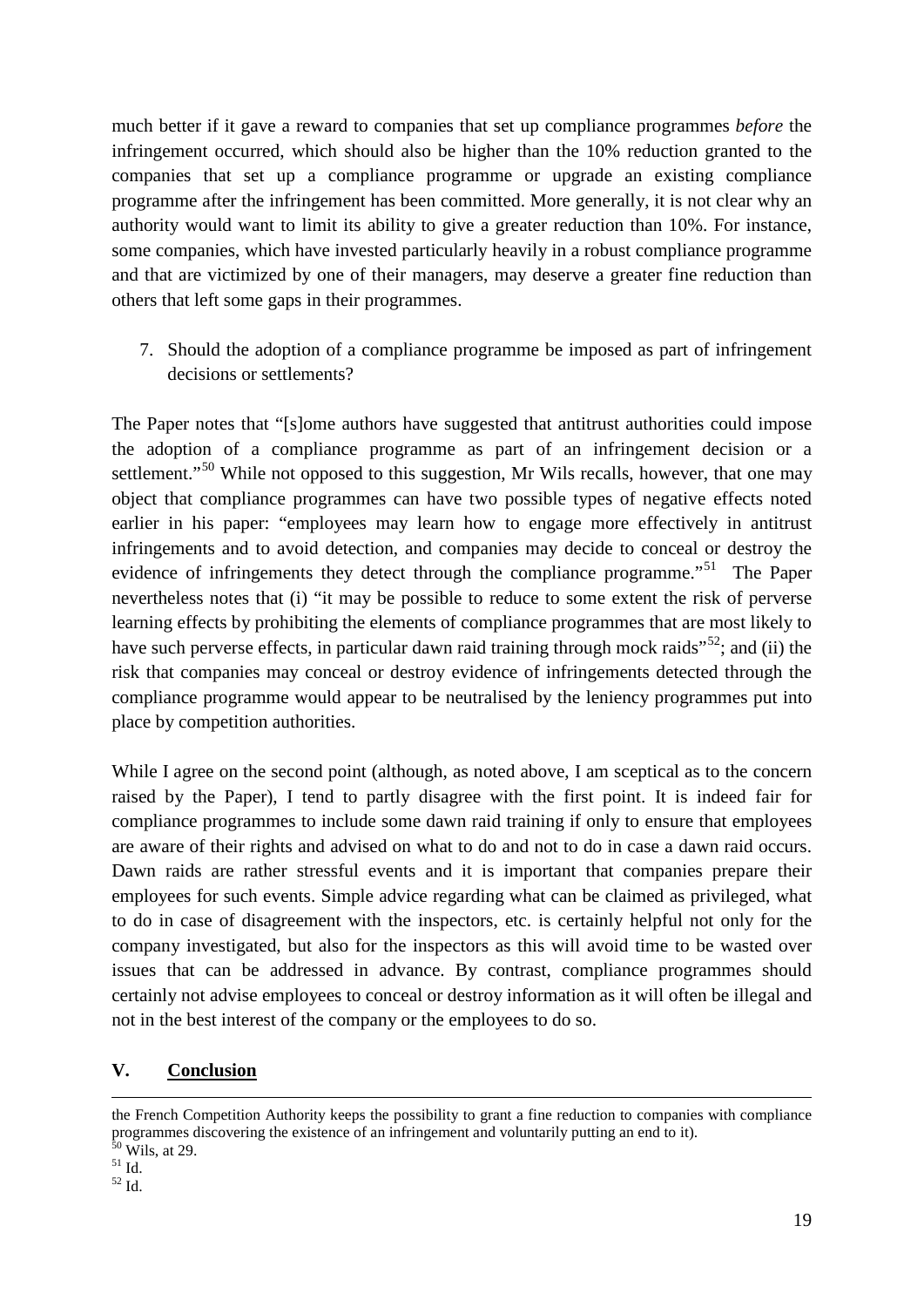much better if it gave a reward to companies that set up compliance programmes *before* the infringement occurred, which should also be higher than the 10% reduction granted to the companies that set up a compliance programme or upgrade an existing compliance programme after the infringement has been committed. More generally, it is not clear why an authority would want to limit its ability to give a greater reduction than 10%. For instance, some companies, which have invested particularly heavily in a robust compliance programme and that are victimized by one of their managers, may deserve a greater fine reduction than others that left some gaps in their programmes.

7. Should the adoption of a compliance programme be imposed as part of infringement decisions or settlements?

The Paper notes that "[s]ome authors have suggested that antitrust authorities could impose the adoption of a compliance programme as part of an infringement decision or a settlement."[50] While not opposed to this suggestion, Mr Wils recalls, however, that one may object that compliance programmes can have two possible types of negative effects noted earlier in his paper: "employees may learn how to engage more effectively in antitrust infringements and to avoid detection, and companies may decide to conceal or destroy the evidence of infringements they detect through the compliance programme."[51] The Paper nevertheless notes that (i) "it may be possible to reduce to some extent the risk of perverse learning effects by prohibiting the elements of compliance programmes that are most likely to have such perverse effects, in particular dawn raid training through mock raids"[52]; and (ii) the risk that companies may conceal or destroy evidence of infringements detected through the compliance programme would appear to be neutralised by the leniency programmes put into place by competition authorities.

While I agree on the second point (although, as noted above, I am sceptical as to the concern raised by the Paper), I tend to partly disagree with the first point. It is indeed fair for compliance programmes to include some dawn raid training if only to ensure that employees are aware of their rights and advised on what to do and not to do in case a dawn raid occurs. Dawn raids are rather stressful events and it is important that companies prepare their employees for such events. Simple advice regarding what can be claimed as privileged, what to do in case of disagreement with the inspectors, etc. is certainly helpful not only for the company investigated, but also for the inspectors as this will avoid time to be wasted over issues that can be addressed in advance. By contrast, compliance programmes should certainly not advise employees to conceal or destroy information as it will often be illegal and not in the best interest of the company or the employees to do so.

## V. Conclusion

---

the French Competition Authority keeps the possibility to grant a fine reduction to companies with compliance programmes discovering the existence of an infringement and voluntarily putting an end to it).

[50] Wils, at 29.

[51] Id.

[52] Id.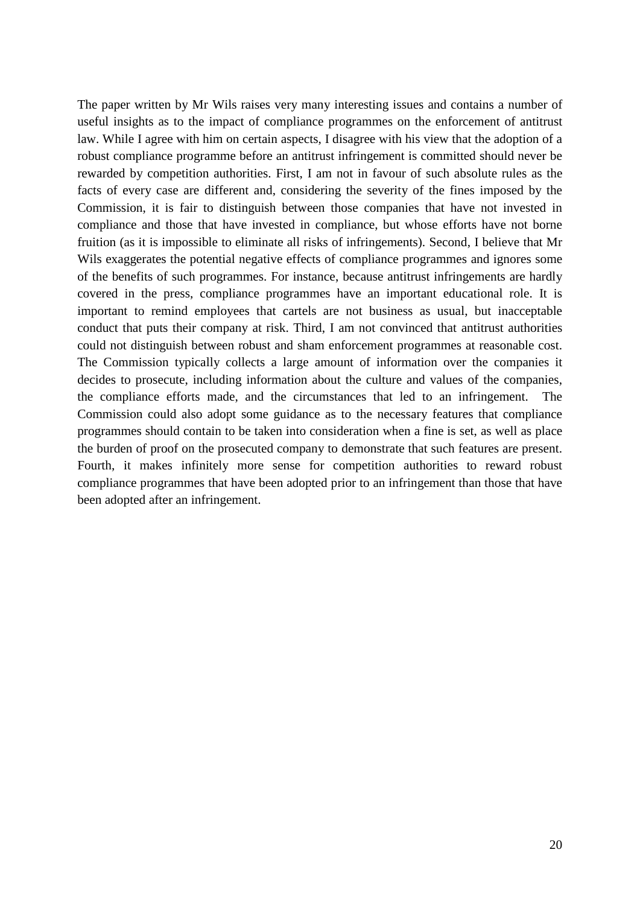The paper written by Mr Wils raises very many interesting issues and contains a number of useful insights as to the impact of compliance programmes on the enforcement of antitrust law. While I agree with him on certain aspects, I disagree with his view that the adoption of a robust compliance programme before an antitrust infringement is committed should never be rewarded by competition authorities. First, I am not in favour of such absolute rules as the facts of every case are different and, considering the severity of the fines imposed by the Commission, it is fair to distinguish between those companies that have not invested in compliance and those that have invested in compliance, but whose efforts have not borne fruition (as it is impossible to eliminate all risks of infringements). Second, I believe that Mr Wils exaggerates the potential negative effects of compliance programmes and ignores some of the benefits of such programmes. For instance, because antitrust infringements are hardly covered in the press, compliance programmes have an important educational role. It is important to remind employees that cartels are not business as usual, but inacceptable conduct that puts their company at risk. Third, I am not convinced that antitrust authorities could not distinguish between robust and sham enforcement programmes at reasonable cost. The Commission typically collects a large amount of information over the companies it decides to prosecute, including information about the culture and values of the companies, the compliance efforts made, and the circumstances that led to an infringement. The Commission could also adopt some guidance as to the necessary features that compliance programmes should contain to be taken into consideration when a fine is set, as well as place the burden of proof on the prosecuted company to demonstrate that such features are present. Fourth, it makes infinitely more sense for competition authorities to reward robust compliance programmes that have been adopted prior to an infringement than those that have been adopted after an infringement.